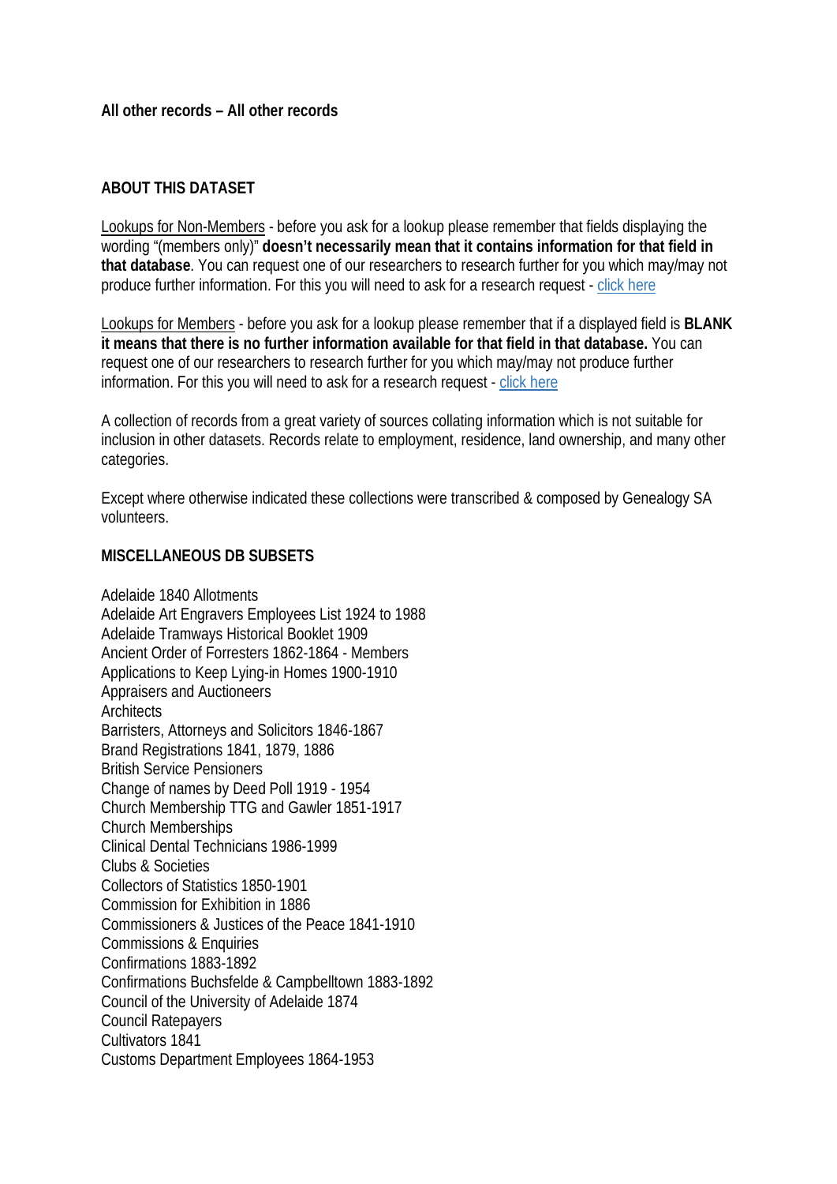**All other records – All other records**

## ABOUT THIS DATASET

Lookups for Non-Members - before you ask for a lookup please remember that fields displaying the wording "(members only)" **doesn't necessarily mean that it contains information for that field in that database**. You can request one of our researchers to research further for you which may/may not produce further information. For this you will need to ask for a research request - click here

Lookups for Members - before you ask for a lookup please remember that if a displayed field is **BLANK it means that there is no further information available for that field in that database.** You can request one of our researchers to research further for you which may/may not produce further information. For this you will need to ask for a research request - click here

A collection of records from a great variety of sources collating information which is not suitable for inclusion in other datasets. Records relate to employment, residence, land ownership, and many other categories.

Except where otherwise indicated these collections were transcribed & composed by Genealogy SA volunteers.

## MISCELLANEOUS DB SUBSETS

Adelaide 1840 Allotments
Adelaide Art Engravers Employees List 1924 to 1988
Adelaide Tramways Historical Booklet 1909
Ancient Order of Forresters 1862-1864 - Members
Applications to Keep Lying-in Homes 1900-1910
Appraisers and Auctioneers
Architects
Barristers, Attorneys and Solicitors 1846-1867
Brand Registrations 1841, 1879, 1886
British Service Pensioners
Change of names by Deed Poll 1919 - 1954
Church Membership TTG and Gawler 1851-1917
Church Memberships
Clinical Dental Technicians 1986-1999
Clubs & Societies
Collectors of Statistics 1850-1901
Commission for Exhibition in 1886
Commissioners & Justices of the Peace 1841-1910
Commissions & Enquiries
Confirmations 1883-1892
Confirmations Buchsfelde & Campbelltown 1883-1892
Council of the University of Adelaide 1874
Council Ratepayers
Cultivators 1841
Customs Department Employees 1864-1953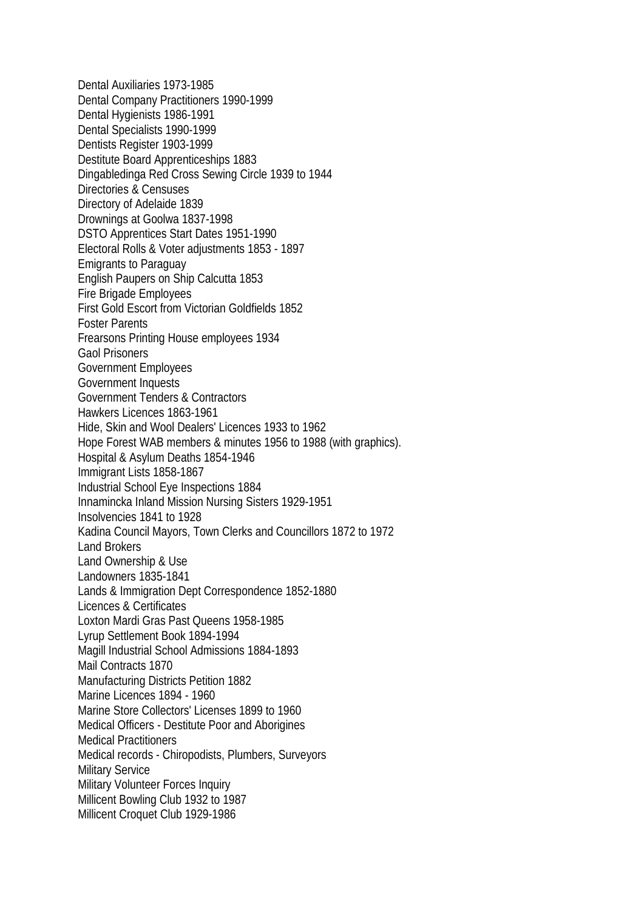Dental Auxiliaries 1973-1985
Dental Company Practitioners 1990-1999
Dental Hygienists 1986-1991
Dental Specialists 1990-1999
Dentists Register 1903-1999
Destitute Board Apprenticeships 1883
Dingabledinga Red Cross Sewing Circle 1939 to 1944
Directories & Censuses
Directory of Adelaide 1839
Drownings at Goolwa 1837-1998
DSTO Apprentices Start Dates 1951-1990
Electoral Rolls & Voter adjustments 1853 - 1897
Emigrants to Paraguay
English Paupers on Ship Calcutta 1853
Fire Brigade Employees
First Gold Escort from Victorian Goldfields 1852
Foster Parents
Frearsons Printing House employees 1934
Gaol Prisoners
Government Employees
Government Inquests
Government Tenders & Contractors
Hawkers Licences 1863-1961
Hide, Skin and Wool Dealers' Licences 1933 to 1962
Hope Forest WAB members & minutes 1956 to 1988 (with graphics).
Hospital & Asylum Deaths 1854-1946
Immigrant Lists 1858-1867
Industrial School Eye Inspections 1884
Innamincka Inland Mission Nursing Sisters 1929-1951
Insolvencies 1841 to 1928
Kadina Council Mayors, Town Clerks and Councillors 1872 to 1972
Land Brokers
Land Ownership & Use
Landowners 1835-1841
Lands & Immigration Dept Correspondence 1852-1880
Licences & Certificates
Loxton Mardi Gras Past Queens 1958-1985
Lyrup Settlement Book 1894-1994
Magill Industrial School Admissions 1884-1893
Mail Contracts 1870
Manufacturing Districts Petition 1882
Marine Licences 1894 - 1960
Marine Store Collectors' Licenses 1899 to 1960
Medical Officers - Destitute Poor and Aborigines
Medical Practitioners
Medical records - Chiropodists, Plumbers, Surveyors
Military Service
Military Volunteer Forces Inquiry
Millicent Bowling Club 1932 to 1987
Millicent Croquet Club 1929-1986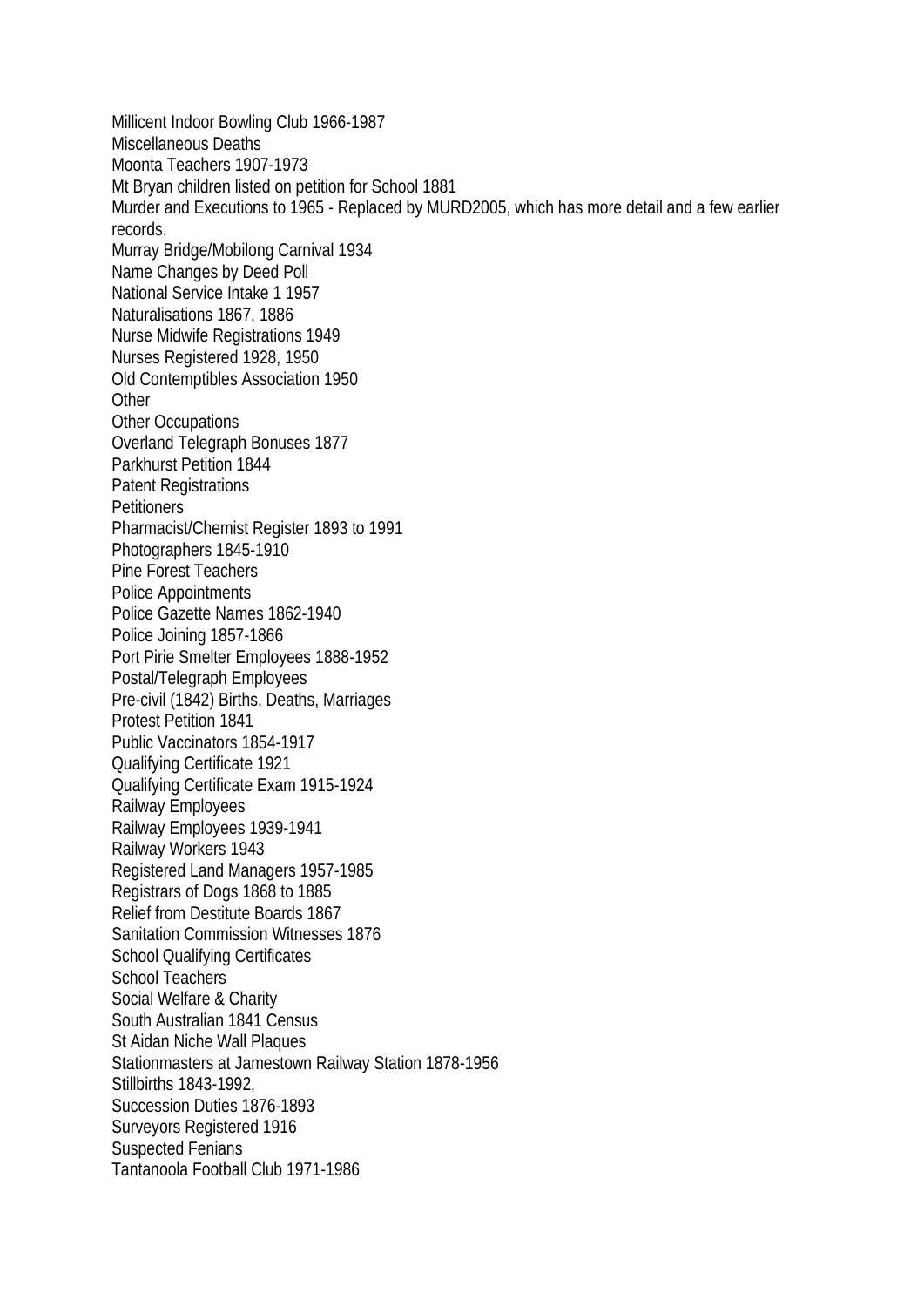Millicent Indoor Bowling Club 1966-1987
Miscellaneous Deaths
Moonta Teachers 1907-1973
Mt Bryan children listed on petition for School 1881
Murder and Executions to 1965 - Replaced by MURD2005, which has more detail and a few earlier records.
Murray Bridge/Mobilong Carnival 1934
Name Changes by Deed Poll
National Service Intake 1 1957
Naturalisations 1867, 1886
Nurse Midwife Registrations 1949
Nurses Registered 1928, 1950
Old Contemptibles Association 1950
Other
Other Occupations
Overland Telegraph Bonuses 1877
Parkhurst Petition 1844
Patent Registrations
Petitioners
Pharmacist/Chemist Register 1893 to 1991
Photographers 1845-1910
Pine Forest Teachers
Police Appointments
Police Gazette Names 1862-1940
Police Joining 1857-1866
Port Pirie Smelter Employees 1888-1952
Postal/Telegraph Employees
Pre-civil (1842) Births, Deaths, Marriages
Protest Petition 1841
Public Vaccinators 1854-1917
Qualifying Certificate 1921
Qualifying Certificate Exam 1915-1924
Railway Employees
Railway Employees 1939-1941
Railway Workers 1943
Registered Land Managers 1957-1985
Registrars of Dogs 1868 to 1885
Relief from Destitute Boards 1867
Sanitation Commission Witnesses 1876
School Qualifying Certificates
School Teachers
Social Welfare & Charity
South Australian 1841 Census
St Aidan Niche Wall Plaques
Stationmasters at Jamestown Railway Station 1878-1956
Stillbirths 1843-1992,
Succession Duties 1876-1893
Surveyors Registered 1916
Suspected Fenians
Tantanoola Football Club 1971-1986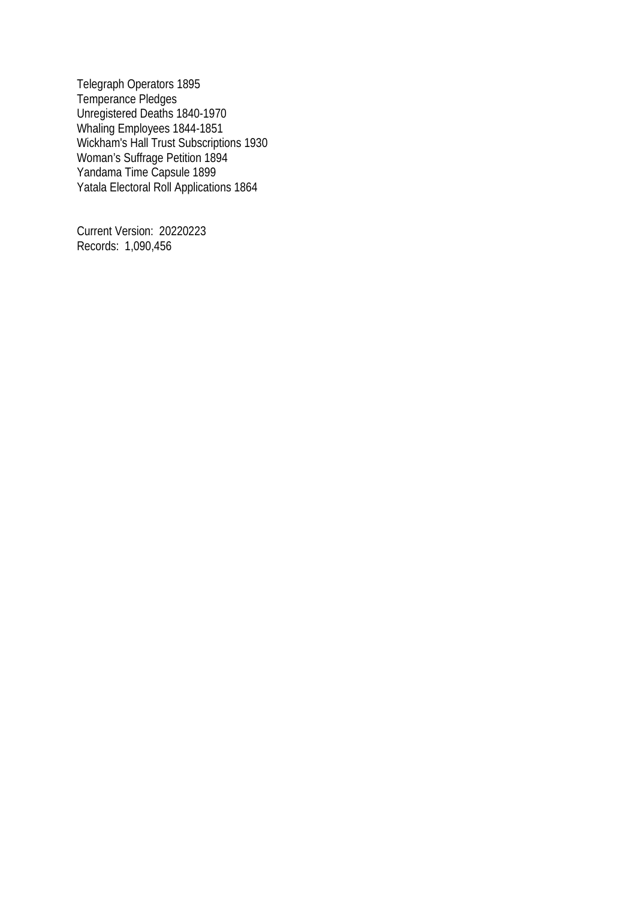Telegraph Operators 1895
Temperance Pledges
Unregistered Deaths 1840-1970
Whaling Employees 1844-1851
Wickham's Hall Trust Subscriptions 1930
Woman’s Suffrage Petition 1894
Yandama Time Capsule 1899
Yatala Electoral Roll Applications 1864

Current Version: 20220223
Records: 1,090,456